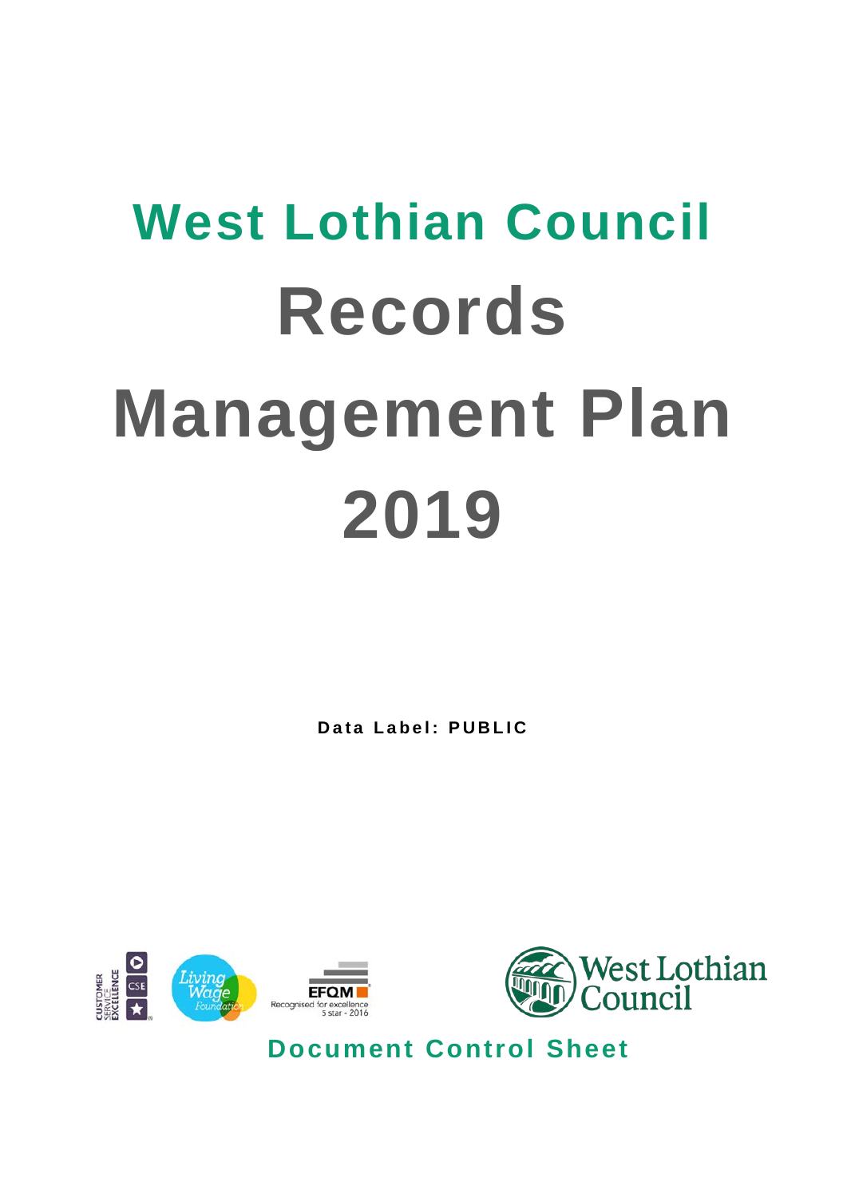# West Lothian Council

# Records Management Plan 2019

**Data Label: PUBLIC**

## Document Control Sheet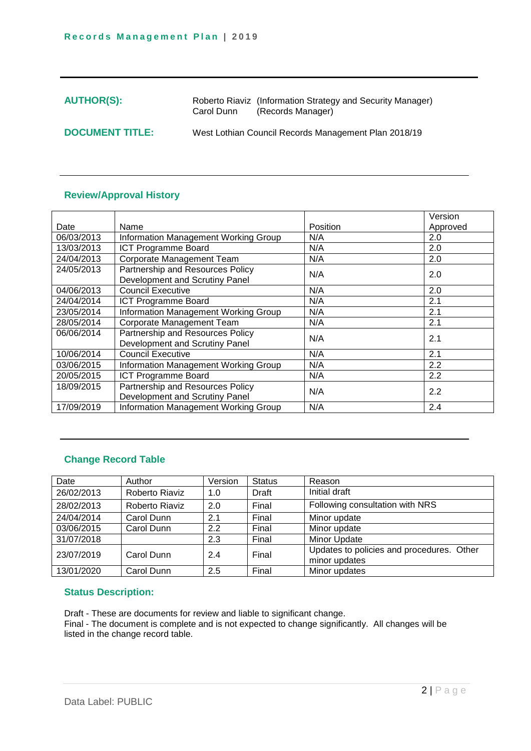**AUTHOR(S):** Roberto Riaviz (Information Strategy and Security Manager)
Carol Dunn (Records Manager)

**DOCUMENT TITLE:** West Lothian Council Records Management Plan 2018/19

## Review/Approval History

| Date | Name | Position | Version Approved |
|---|---|---|---|
| 06/03/2013 | Information Management Working Group | N/A | 2.0 |
| 13/03/2013 | ICT Programme Board | N/A | 2.0 |
| 24/04/2013 | Corporate Management Team | N/A | 2.0 |
| 24/05/2013 | Partnership and Resources Policy Development and Scrutiny Panel | N/A | 2.0 |
| 04/06/2013 | Council Executive | N/A | 2.0 |
| 24/04/2014 | ICT Programme Board | N/A | 2.1 |
| 23/05/2014 | Information Management Working Group | N/A | 2.1 |
| 28/05/2014 | Corporate Management Team | N/A | 2.1 |
| 06/06/2014 | Partnership and Resources Policy Development and Scrutiny Panel | N/A | 2.1 |
| 10/06/2014 | Council Executive | N/A | 2.1 |
| 03/06/2015 | Information Management Working Group | N/A | 2.2 |
| 20/05/2015 | ICT Programme Board | N/A | 2.2 |
| 18/09/2015 | Partnership and Resources Policy Development and Scrutiny Panel | N/A | 2.2 |
| 17/09/2019 | Information Management Working Group | N/A | 2.4 |

## Change Record Table

| Date | Author | Version | Status | Reason |
|---|---|---|---|---|
| 26/02/2013 | Roberto Riaviz | 1.0 | Draft | Initial draft |
| 28/02/2013 | Roberto Riaviz | 2.0 | Final | Following consultation with NRS |
| 24/04/2014 | Carol Dunn | 2.1 | Final | Minor update |
| 03/06/2015 | Carol Dunn | 2.2 | Final | Minor update |
| 31/07/2018 | | 2.3 | Final | Minor Update |
| 23/07/2019 | Carol Dunn | 2.4 | Final | Updates to policies and procedures. Other minor updates |
| 13/01/2020 | Carol Dunn | 2.5 | Final | Minor updates |

## Status Description:

Draft - These are documents for review and liable to significant change.
Final - The document is complete and is not expected to change significantly. All changes will be listed in the change record table.

Data Label: PUBLIC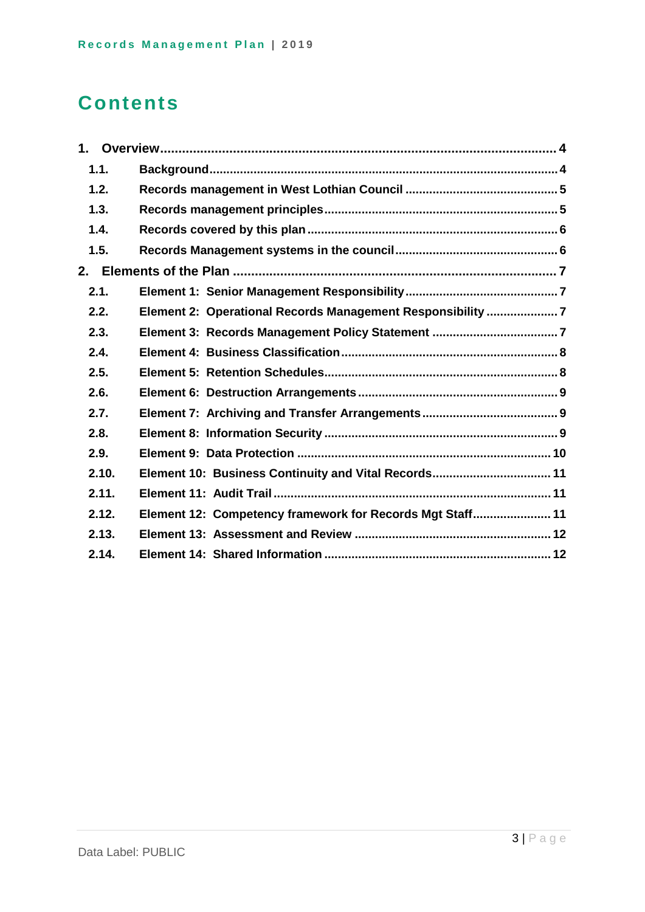# Contents

**1. Overview** .......... 4

- **1.1. Background** .......... 4
- **1.2. Records management in West Lothian Council** .......... 5
- **1.3. Records management principles** .......... 5
- **1.4. Records covered by this plan** .......... 6
- **1.5. Records Management systems in the council** .......... 6

**2. Elements of the Plan** .......... 7

- **2.1. Element 1: Senior Management Responsibility** .......... 7
- **2.2. Element 2: Operational Records Management Responsibility** .......... 7
- **2.3. Element 3: Records Management Policy Statement** .......... 7
- **2.4. Element 4: Business Classification** .......... 8
- **2.5. Element 5: Retention Schedules** .......... 8
- **2.6. Element 6: Destruction Arrangements** .......... 9
- **2.7. Element 7: Archiving and Transfer Arrangements** .......... 9
- **2.8. Element 8: Information Security** .......... 9
- **2.9. Element 9: Data Protection** .......... 10
- **2.10. Element 10: Business Continuity and Vital Records** .......... 11
- **2.11. Element 11: Audit Trail** .......... 11
- **2.12. Element 12: Competency framework for Records Mgt Staff** .......... 11
- **2.13. Element 13: Assessment and Review** .......... 12
- **2.14. Element 14: Shared Information** .......... 12

Data Label: PUBLIC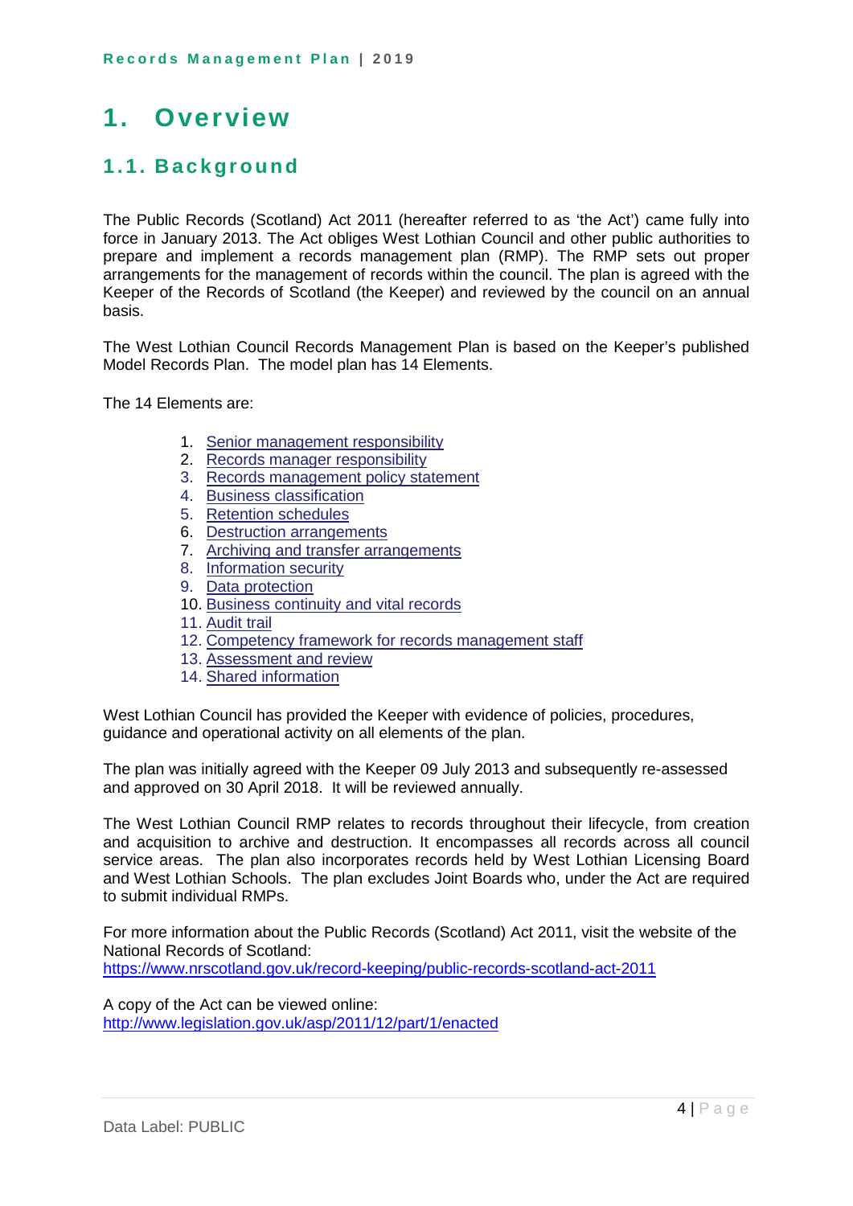# 1. Overview

## 1.1. Background

The Public Records (Scotland) Act 2011 (hereafter referred to as 'the Act') came fully into force in January 2013. The Act obliges West Lothian Council and other public authorities to prepare and implement a records management plan (RMP). The RMP sets out proper arrangements for the management of records within the council. The plan is agreed with the Keeper of the Records of Scotland (the Keeper) and reviewed by the council on an annual basis.

The West Lothian Council Records Management Plan is based on the Keeper's published Model Records Plan. The model plan has 14 Elements.

The 14 Elements are:

1. Senior management responsibility
2. Records manager responsibility
3. Records management policy statement
4. Business classification
5. Retention schedules
6. Destruction arrangements
7. Archiving and transfer arrangements
8. Information security
9. Data protection
10. Business continuity and vital records
11. Audit trail
12. Competency framework for records management staff
13. Assessment and review
14. Shared information

West Lothian Council has provided the Keeper with evidence of policies, procedures, guidance and operational activity on all elements of the plan.

The plan was initially agreed with the Keeper 09 July 2013 and subsequently re-assessed and approved on 30 April 2018. It will be reviewed annually.

The West Lothian Council RMP relates to records throughout their lifecycle, from creation and acquisition to archive and destruction. It encompasses all records across all council service areas. The plan also incorporates records held by West Lothian Licensing Board and West Lothian Schools. The plan excludes Joint Boards who, under the Act are required to submit individual RMPs.

For more information about the Public Records (Scotland) Act 2011, visit the website of the National Records of Scotland:
https://www.nrscotland.gov.uk/record-keeping/public-records-scotland-act-2011

A copy of the Act can be viewed online:
http://www.legislation.gov.uk/asp/2011/12/part/1/enacted

Data Label: PUBLIC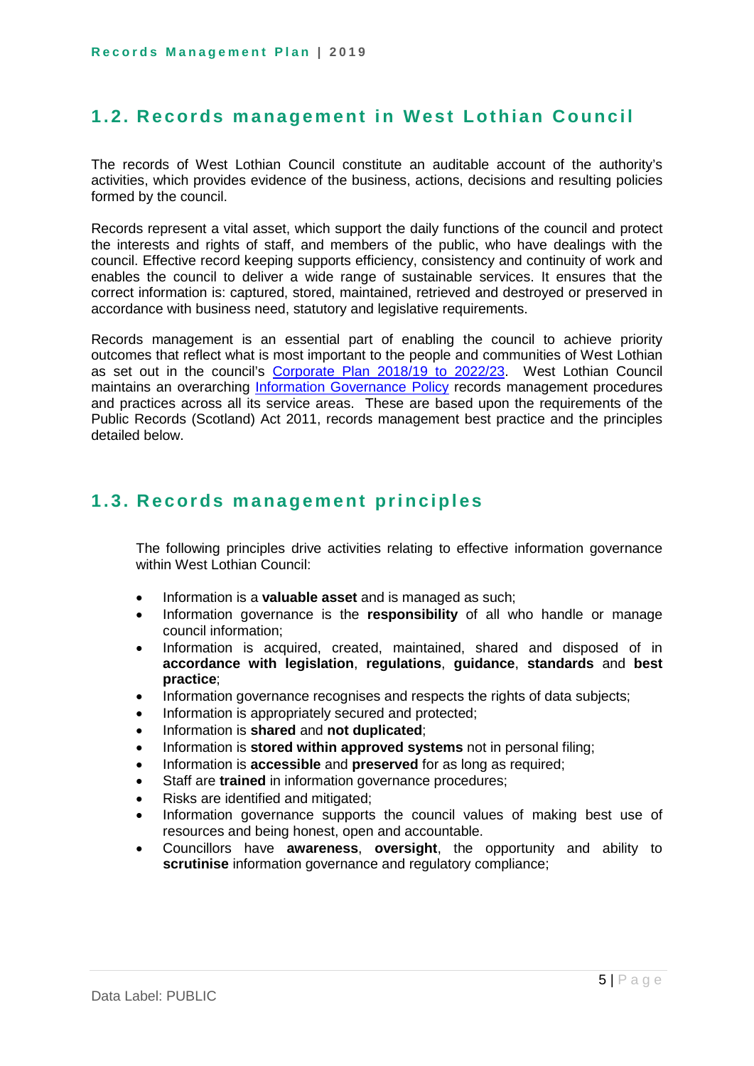## 1.2. Records management in West Lothian Council

The records of West Lothian Council constitute an auditable account of the authority's activities, which provides evidence of the business, actions, decisions and resulting policies formed by the council.

Records represent a vital asset, which support the daily functions of the council and protect the interests and rights of staff, and members of the public, who have dealings with the council. Effective record keeping supports efficiency, consistency and continuity of work and enables the council to deliver a wide range of sustainable services. It ensures that the correct information is: captured, stored, maintained, retrieved and destroyed or preserved in accordance with business need, statutory and legislative requirements.

Records management is an essential part of enabling the council to achieve priority outcomes that reflect what is most important to the people and communities of West Lothian as set out in the council's Corporate Plan 2018/19 to 2022/23. West Lothian Council maintains an overarching Information Governance Policy records management procedures and practices across all its service areas. These are based upon the requirements of the Public Records (Scotland) Act 2011, records management best practice and the principles detailed below.

## 1.3. Records management principles

The following principles drive activities relating to effective information governance within West Lothian Council:

- Information is a **valuable asset** and is managed as such;
- Information governance is the **responsibility** of all who handle or manage council information;
- Information is acquired, created, maintained, shared and disposed of in **accordance with legislation**, **regulations**, **guidance**, **standards** and **best practice**;
- Information governance recognises and respects the rights of data subjects;
- Information is appropriately secured and protected;
- Information is **shared** and **not duplicated**;
- Information is **stored within approved systems** not in personal filing;
- Information is **accessible** and **preserved** for as long as required;
- Staff are **trained** in information governance procedures;
- Risks are identified and mitigated;
- Information governance supports the council values of making best use of resources and being honest, open and accountable.
- Councillors have **awareness**, **oversight**, the opportunity and ability to **scrutinise** information governance and regulatory compliance;

Data Label: PUBLIC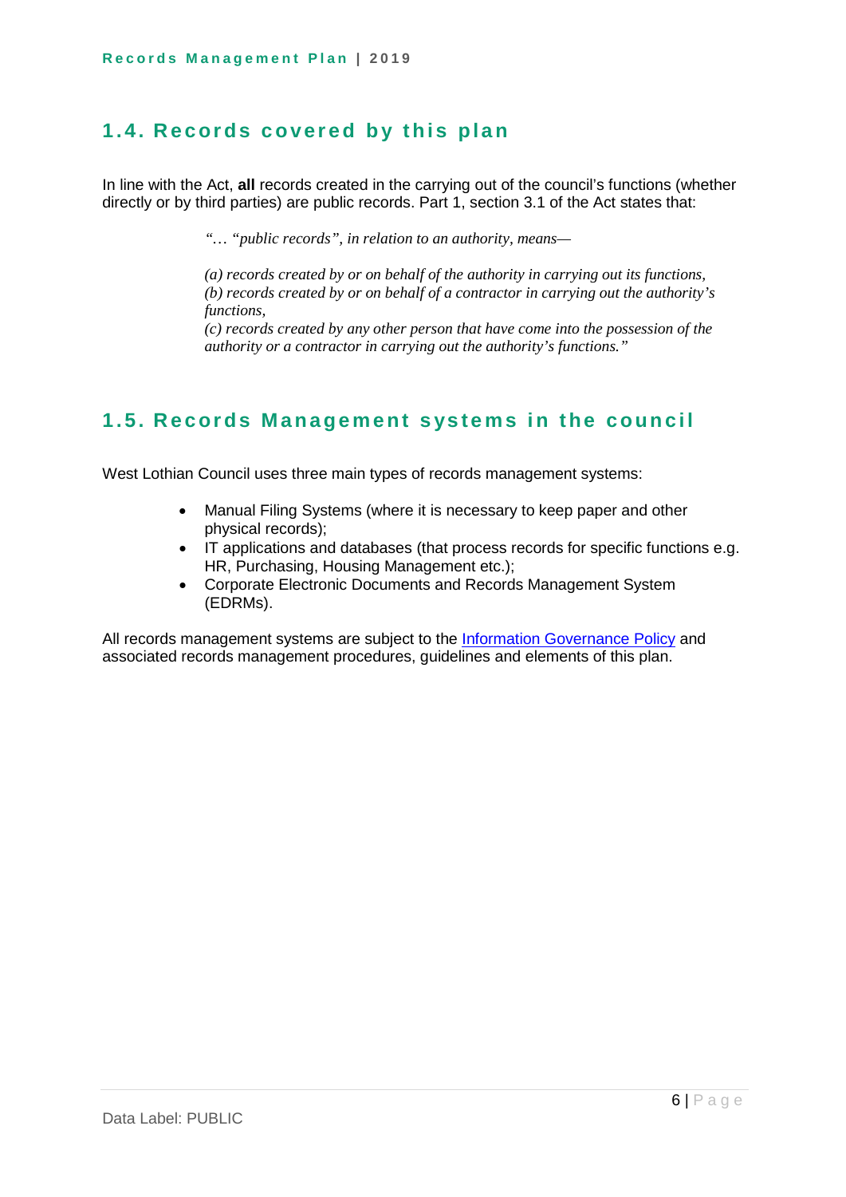## 1.4. Records covered by this plan

In line with the Act, **all** records created in the carrying out of the council's functions (whether directly or by third parties) are public records. Part 1, section 3.1 of the Act states that:

> *"… "public records", in relation to an authority, means—*
>
> *(a) records created by or on behalf of the authority in carrying out its functions,*
> *(b) records created by or on behalf of a contractor in carrying out the authority's functions,*
> *(c) records created by any other person that have come into the possession of the authority or a contractor in carrying out the authority's functions."*

## 1.5. Records Management systems in the council

West Lothian Council uses three main types of records management systems:

- Manual Filing Systems (where it is necessary to keep paper and other physical records);
- IT applications and databases (that process records for specific functions e.g. HR, Purchasing, Housing Management etc.);
- Corporate Electronic Documents and Records Management System (EDRMs).

All records management systems are subject to the Information Governance Policy and associated records management procedures, guidelines and elements of this plan.

Data Label: PUBLIC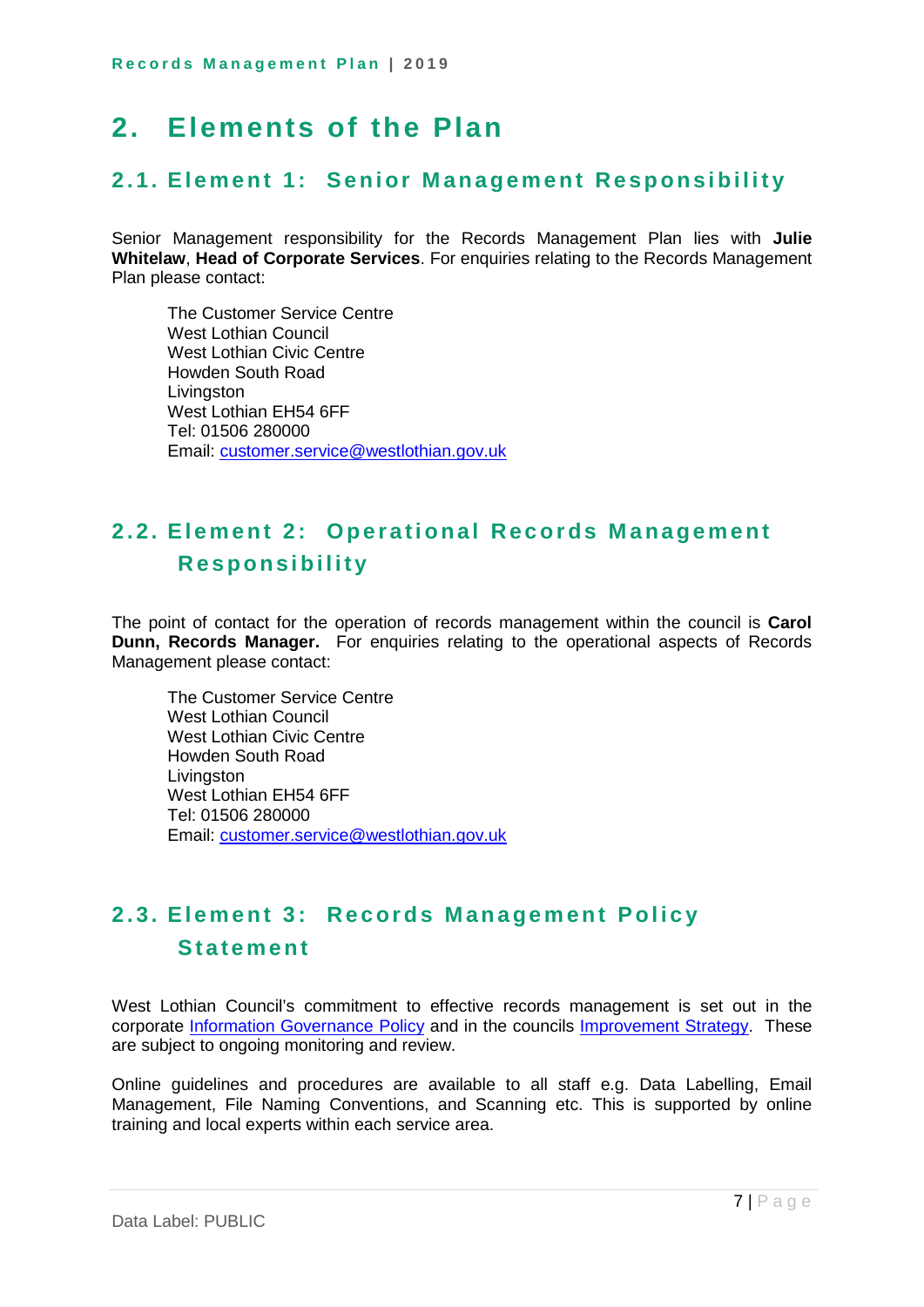# 2. Elements of the Plan

## 2.1. Element 1: Senior Management Responsibility

Senior Management responsibility for the Records Management Plan lies with **Julie Whitelaw**, **Head of Corporate Services**. For enquiries relating to the Records Management Plan please contact:

The Customer Service Centre
West Lothian Council
West Lothian Civic Centre
Howden South Road
Livingston
West Lothian EH54 6FF
Tel: 01506 280000
Email: customer.service@westlothian.gov.uk

## 2.2. Element 2: Operational Records Management Responsibility

The point of contact for the operation of records management within the council is **Carol Dunn, Records Manager.** For enquiries relating to the operational aspects of Records Management please contact:

The Customer Service Centre
West Lothian Council
West Lothian Civic Centre
Howden South Road
Livingston
West Lothian EH54 6FF
Tel: 01506 280000
Email: customer.service@westlothian.gov.uk

## 2.3. Element 3: Records Management Policy Statement

West Lothian Council's commitment to effective records management is set out in the corporate Information Governance Policy and in the councils Improvement Strategy. These are subject to ongoing monitoring and review.

Online guidelines and procedures are available to all staff e.g. Data Labelling, Email Management, File Naming Conventions, and Scanning etc. This is supported by online training and local experts within each service area.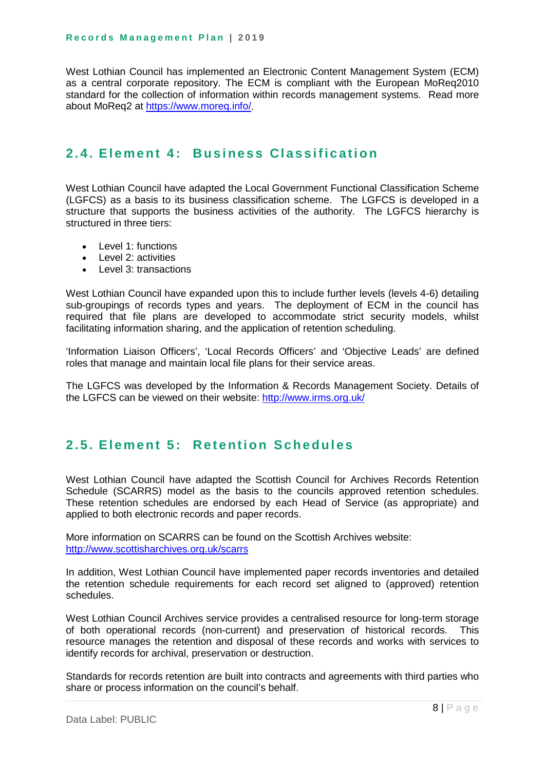West Lothian Council has implemented an Electronic Content Management System (ECM) as a central corporate repository. The ECM is compliant with the European MoReq2010 standard for the collection of information within records management systems. Read more about MoReq2 at [https://www.moreq.info/](https://www.moreq.info/).

## 2.4. Element 4: Business Classification

West Lothian Council have adapted the Local Government Functional Classification Scheme (LGFCS) as a basis to its business classification scheme. The LGFCS is developed in a structure that supports the business activities of the authority. The LGFCS hierarchy is structured in three tiers:

- Level 1: functions
- Level 2: activities
- Level 3: transactions

West Lothian Council have expanded upon this to include further levels (levels 4-6) detailing sub-groupings of records types and years. The deployment of ECM in the council has required that file plans are developed to accommodate strict security models, whilst facilitating information sharing, and the application of retention scheduling.

'Information Liaison Officers', 'Local Records Officers' and 'Objective Leads' are defined roles that manage and maintain local file plans for their service areas.

The LGFCS was developed by the Information & Records Management Society. Details of the LGFCS can be viewed on their website: [http://www.irms.org.uk/](http://www.irms.org.uk/)

## 2.5. Element 5: Retention Schedules

West Lothian Council have adapted the Scottish Council for Archives Records Retention Schedule (SCARRS) model as the basis to the councils approved retention schedules. These retention schedules are endorsed by each Head of Service (as appropriate) and applied to both electronic records and paper records.

More information on SCARRS can be found on the Scottish Archives website: [http://www.scottisharchives.org.uk/scarrs](http://www.scottisharchives.org.uk/scarrs)

In addition, West Lothian Council have implemented paper records inventories and detailed the retention schedule requirements for each record set aligned to (approved) retention schedules.

West Lothian Council Archives service provides a centralised resource for long-term storage of both operational records (non-current) and preservation of historical records. This resource manages the retention and disposal of these records and works with services to identify records for archival, preservation or destruction.

Standards for records retention are built into contracts and agreements with third parties who share or process information on the council's behalf.

Data Label: PUBLIC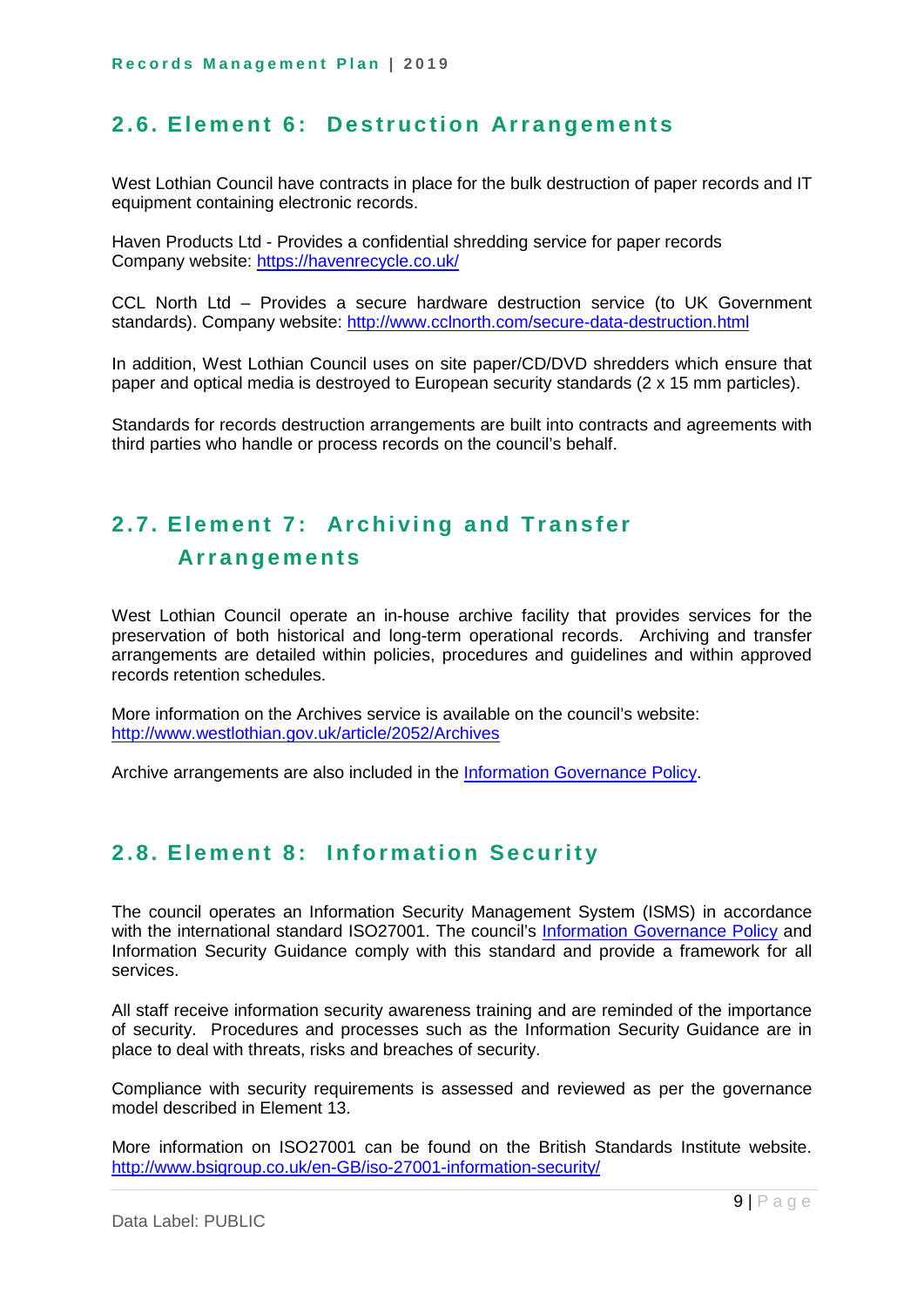## 2.6. Element 6: Destruction Arrangements

West Lothian Council have contracts in place for the bulk destruction of paper records and IT equipment containing electronic records.

Haven Products Ltd - Provides a confidential shredding service for paper records
Company website: [https://havenrecycle.co.uk/](https://havenrecycle.co.uk/)

CCL North Ltd – Provides a secure hardware destruction service (to UK Government standards). Company website: [http://www.cclnorth.com/secure-data-destruction.html](http://www.cclnorth.com/secure-data-destruction.html)

In addition, West Lothian Council uses on site paper/CD/DVD shredders which ensure that paper and optical media is destroyed to European security standards (2 x 15 mm particles).

Standards for records destruction arrangements are built into contracts and agreements with third parties who handle or process records on the council's behalf.

## 2.7. Element 7: Archiving and Transfer Arrangements

West Lothian Council operate an in-house archive facility that provides services for the preservation of both historical and long-term operational records. Archiving and transfer arrangements are detailed within policies, procedures and guidelines and within approved records retention schedules.

More information on the Archives service is available on the council's website:
[http://www.westlothian.gov.uk/article/2052/Archives](http://www.westlothian.gov.uk/article/2052/Archives)

Archive arrangements are also included in the Information Governance Policy.

## 2.8. Element 8: Information Security

The council operates an Information Security Management System (ISMS) in accordance with the international standard ISO27001. The council's Information Governance Policy and Information Security Guidance comply with this standard and provide a framework for all services.

All staff receive information security awareness training and are reminded of the importance of security. Procedures and processes such as the Information Security Guidance are in place to deal with threats, risks and breaches of security.

Compliance with security requirements is assessed and reviewed as per the governance model described in Element 13.

More information on ISO27001 can be found on the British Standards Institute website.
[http://www.bsigroup.co.uk/en-GB/iso-27001-information-security/](http://www.bsigroup.co.uk/en-GB/iso-27001-information-security/)

Data Label: PUBLIC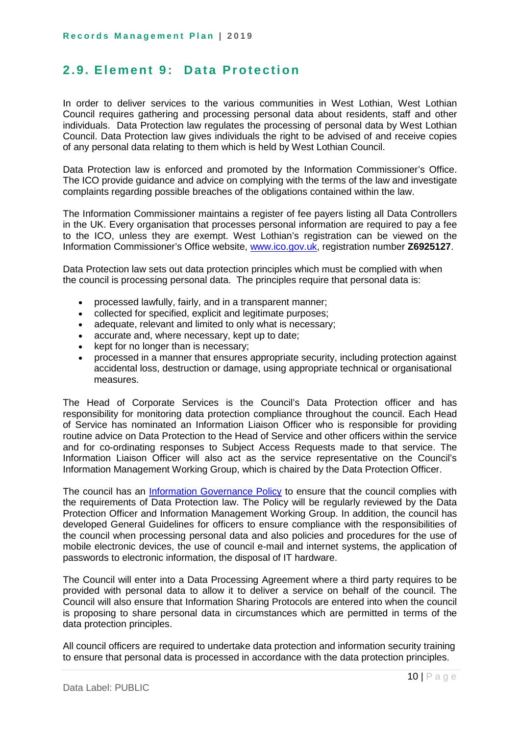## 2.9. Element 9: Data Protection

In order to deliver services to the various communities in West Lothian, West Lothian Council requires gathering and processing personal data about residents, staff and other individuals. Data Protection law regulates the processing of personal data by West Lothian Council. Data Protection law gives individuals the right to be advised of and receive copies of any personal data relating to them which is held by West Lothian Council.

Data Protection law is enforced and promoted by the Information Commissioner's Office. The ICO provide guidance and advice on complying with the terms of the law and investigate complaints regarding possible breaches of the obligations contained within the law.

The Information Commissioner maintains a register of fee payers listing all Data Controllers in the UK. Every organisation that processes personal information are required to pay a fee to the ICO, unless they are exempt. West Lothian's registration can be viewed on the Information Commissioner's Office website, [www.ico.gov.uk](http://www.ico.gov.uk), registration number **Z6925127**.

Data Protection law sets out data protection principles which must be complied with when the council is processing personal data. The principles require that personal data is:

- processed lawfully, fairly, and in a transparent manner;
- collected for specified, explicit and legitimate purposes;
- adequate, relevant and limited to only what is necessary;
- accurate and, where necessary, kept up to date;
- kept for no longer than is necessary;
- processed in a manner that ensures appropriate security, including protection against accidental loss, destruction or damage, using appropriate technical or organisational measures.

The Head of Corporate Services is the Council's Data Protection officer and has responsibility for monitoring data protection compliance throughout the council. Each Head of Service has nominated an Information Liaison Officer who is responsible for providing routine advice on Data Protection to the Head of Service and other officers within the service and for co-ordinating responses to Subject Access Requests made to that service. The Information Liaison Officer will also act as the service representative on the Council's Information Management Working Group, which is chaired by the Data Protection Officer.

The council has an Information Governance Policy to ensure that the council complies with the requirements of Data Protection law. The Policy will be regularly reviewed by the Data Protection Officer and Information Management Working Group. In addition, the council has developed General Guidelines for officers to ensure compliance with the responsibilities of the council when processing personal data and also policies and procedures for the use of mobile electronic devices, the use of council e-mail and internet systems, the application of passwords to electronic information, the disposal of IT hardware.

The Council will enter into a Data Processing Agreement where a third party requires to be provided with personal data to allow it to deliver a service on behalf of the council. The Council will also ensure that Information Sharing Protocols are entered into when the council is proposing to share personal data in circumstances which are permitted in terms of the data protection principles.

All council officers are required to undertake data protection and information security training to ensure that personal data is processed in accordance with the data protection principles.

Data Label: PUBLIC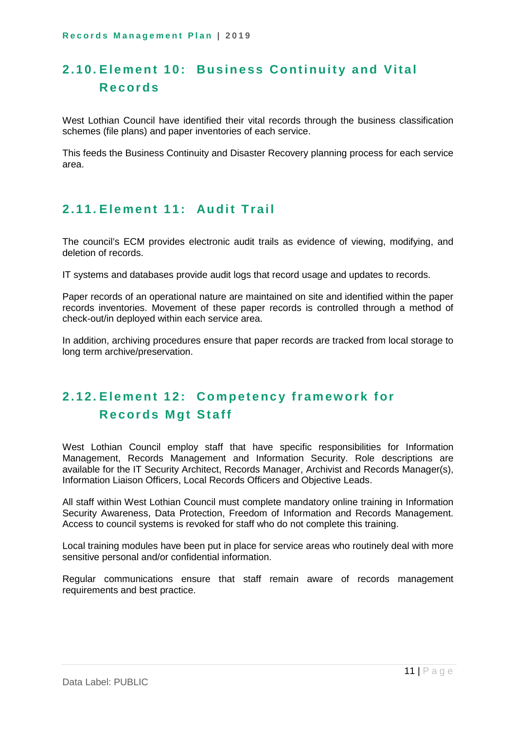## 2.10. Element 10: Business Continuity and Vital Records

West Lothian Council have identified their vital records through the business classification schemes (file plans) and paper inventories of each service.

This feeds the Business Continuity and Disaster Recovery planning process for each service area.

## 2.11. Element 11: Audit Trail

The council's ECM provides electronic audit trails as evidence of viewing, modifying, and deletion of records.

IT systems and databases provide audit logs that record usage and updates to records.

Paper records of an operational nature are maintained on site and identified within the paper records inventories. Movement of these paper records is controlled through a method of check-out/in deployed within each service area.

In addition, archiving procedures ensure that paper records are tracked from local storage to long term archive/preservation.

## 2.12. Element 12: Competency framework for Records Mgt Staff

West Lothian Council employ staff that have specific responsibilities for Information Management, Records Management and Information Security. Role descriptions are available for the IT Security Architect, Records Manager, Archivist and Records Manager(s), Information Liaison Officers, Local Records Officers and Objective Leads.

All staff within West Lothian Council must complete mandatory online training in Information Security Awareness, Data Protection, Freedom of Information and Records Management. Access to council systems is revoked for staff who do not complete this training.

Local training modules have been put in place for service areas who routinely deal with more sensitive personal and/or confidential information.

Regular communications ensure that staff remain aware of records management requirements and best practice.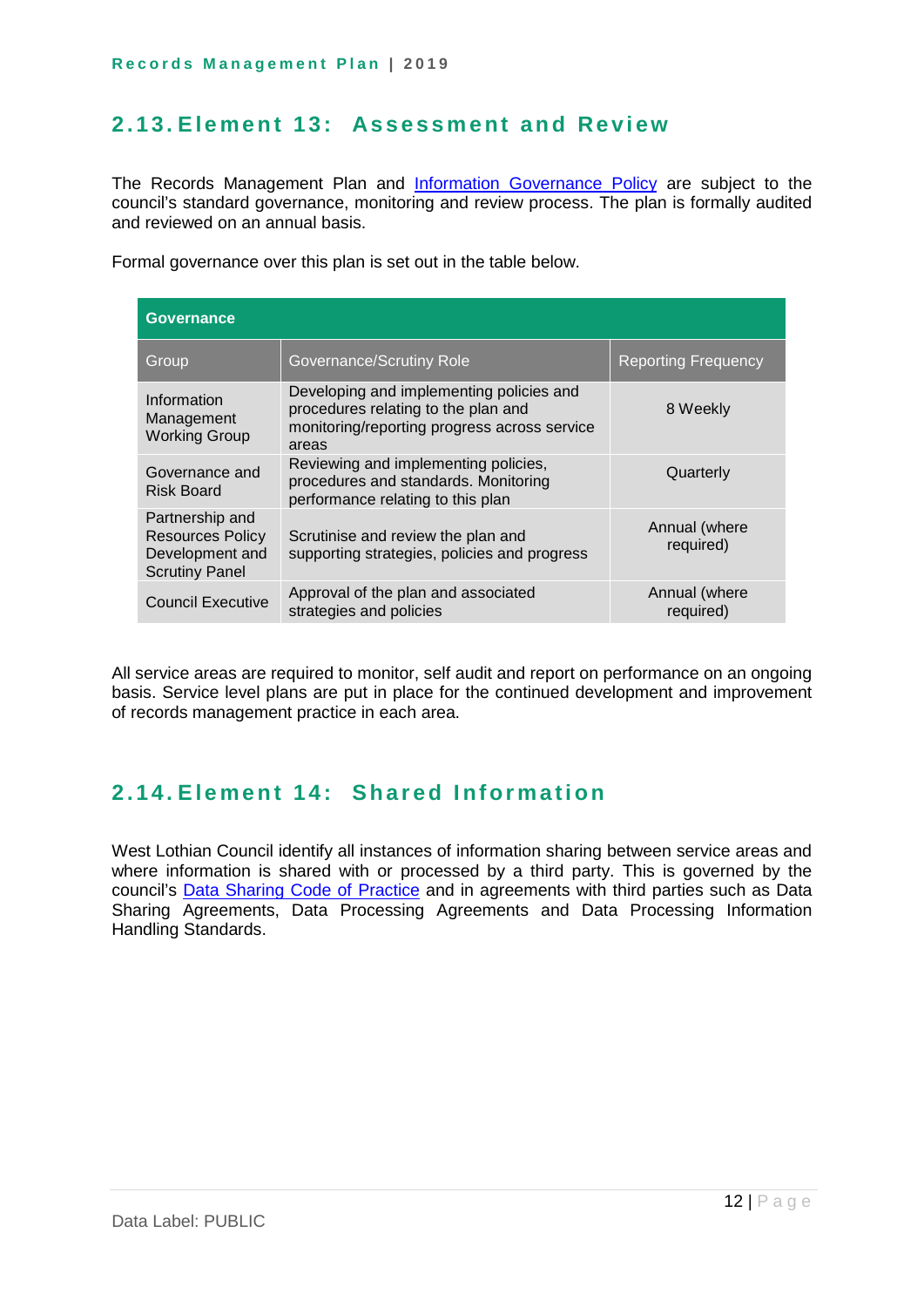## 2.13. Element 13: Assessment and Review

The Records Management Plan and Information Governance Policy are subject to the council's standard governance, monitoring and review process. The plan is formally audited and reviewed on an annual basis.

Formal governance over this plan is set out in the table below.

| Governance | | |
|---|---|---|
| Group | Governance/Scrutiny Role | Reporting Frequency |
| Information Management Working Group | Developing and implementing policies and procedures relating to the plan and monitoring/reporting progress across service areas | 8 Weekly |
| Governance and Risk Board | Reviewing and implementing policies, procedures and standards. Monitoring performance relating to this plan | Quarterly |
| Partnership and Resources Policy Development and Scrutiny Panel | Scrutinise and review the plan and supporting strategies, policies and progress | Annual (where required) |
| Council Executive | Approval of the plan and associated strategies and policies | Annual (where required) |

All service areas are required to monitor, self audit and report on performance on an ongoing basis. Service level plans are put in place for the continued development and improvement of records management practice in each area.

## 2.14. Element 14: Shared Information

West Lothian Council identify all instances of information sharing between service areas and where information is shared with or processed by a third party. This is governed by the council's Data Sharing Code of Practice and in agreements with third parties such as Data Sharing Agreements, Data Processing Agreements and Data Processing Information Handling Standards.

Data Label: PUBLIC